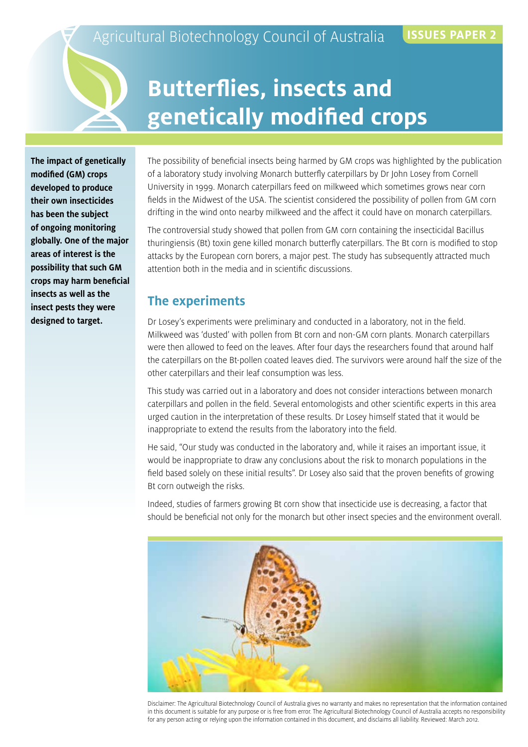Agricultural Biotechnology Council of Australia

**ISSUES PAPER 2**

# Butterflies, insects and genetically modified crops

**The impact of genetically modified (GM) crops developed to produce their own insecticides has been the subject of ongoing monitoring globally. One of the major areas of interest is the possibility that such GM crops may harm beneficial insects as well as the insect pests they were designed to target.**

The possibility of beneficial insects being harmed by GM crops was highlighted by the publication of a laboratory study involving Monarch butterfly caterpillars by Dr John Losey from Cornell University in 1999. Monarch caterpillars feed on milkweed which sometimes grows near corn fields in the Midwest of the USA. The scientist considered the possibility of pollen from GM corn drifting in the wind onto nearby milkweed and the affect it could have on monarch caterpillars.

The controversial study showed that pollen from GM corn containing the insecticidal Bacillus thuringiensis (Bt) toxin gene killed monarch butterfly caterpillars. The Bt corn is modified to stop attacks by the European corn borers, a major pest. The study has subsequently attracted much attention both in the media and in scientific discussions.

## The experiments

Dr Losey's experiments were preliminary and conducted in a laboratory, not in the field. Milkweed was 'dusted' with pollen from Bt corn and non-GM corn plants. Monarch caterpillars were then allowed to feed on the leaves. After four days the researchers found that around half the caterpillars on the Bt-pollen coated leaves died. The survivors were around half the size of the other caterpillars and their leaf consumption was less.

This study was carried out in a laboratory and does not consider interactions between monarch caterpillars and pollen in the field. Several entomologists and other scientific experts in this area urged caution in the interpretation of these results. Dr Losey himself stated that it would be inappropriate to extend the results from the laboratory into the field.

He said, "Our study was conducted in the laboratory and, while it raises an important issue, it would be inappropriate to draw any conclusions about the risk to monarch populations in the field based solely on these initial results". Dr Losey also said that the proven benefits of growing Bt corn outweigh the risks.

Indeed, studies of farmers growing Bt corn show that insecticide use is decreasing, a factor that should be beneficial not only for the monarch but other insect species and the environment overall.

Disclaimer: The Agricultural Biotechnology Council of Australia gives no warranty and makes no representation that the information contained in this document is suitable for any purpose or is free from error. The Agricultural Biotechnology Council of Australia accepts no responsibility for any person acting or relying upon the information contained in this document, and disclaims all liability. Reviewed: March 2012.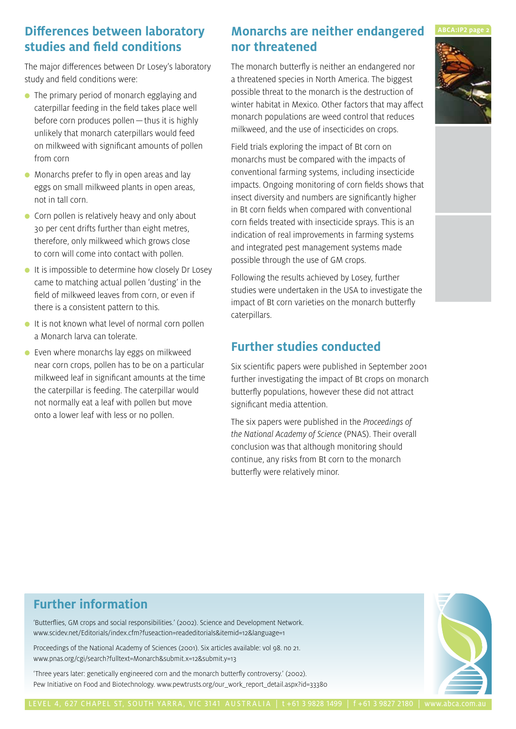## Differences between laboratory studies and field conditions

The major differences between Dr Losey's laboratory study and field conditions were:

- The primary period of monarch egglaying and caterpillar feeding in the field takes place well before corn produces pollen — thus it is highly unlikely that monarch caterpillars would feed on milkweed with significant amounts of pollen from corn
- Monarchs prefer to fly in open areas and lay eggs on small milkweed plants in open areas, not in tall corn.
- Corn pollen is relatively heavy and only about 30 per cent drifts further than eight metres, therefore, only milkweed which grows close to corn will come into contact with pollen.
- It is impossible to determine how closely Dr Losey came to matching actual pollen 'dusting' in the field of milkweed leaves from corn, or even if there is a consistent pattern to this.
- It is not known what level of normal corn pollen a Monarch larva can tolerate.
- Even where monarchs lay eggs on milkweed near corn crops, pollen has to be on a particular milkweed leaf in significant amounts at the time the caterpillar is feeding. The caterpillar would not normally eat a leaf with pollen but move onto a lower leaf with less or no pollen.

## Monarchs are neither endangered nor threatened

The monarch butterfly is neither an endangered nor a threatened species in North America. The biggest possible threat to the monarch is the destruction of winter habitat in Mexico. Other factors that may affect monarch populations are weed control that reduces milkweed, and the use of insecticides on crops.

Field trials exploring the impact of Bt corn on monarchs must be compared with the impacts of conventional farming systems, including insecticide impacts. Ongoing monitoring of corn fields shows that insect diversity and numbers are significantly higher in Bt corn fields when compared with conventional corn fields treated with insecticide sprays. This is an indication of real improvements in farming systems and integrated pest management systems made possible through the use of GM crops.

Following the results achieved by Losey, further studies were undertaken in the USA to investigate the impact of Bt corn varieties on the monarch butterfly caterpillars.

## Further studies conducted

Six scientific papers were published in September 2001 further investigating the impact of Bt crops on monarch butterfly populations, however these did not attract significant media attention.

The six papers were published in the *Proceedings of the National Academy of Science* (PNAS). Their overall conclusion was that although monitoring should continue, any risks from Bt corn to the monarch butterfly were relatively minor.

## Further information

'Butterflies, GM crops and social responsibilities.' (2002). Science and Development Network. www.scidev.net/Editorials/index.cfm?fuseaction=readeditorials&itemid=12&language=1

Proceedings of the National Academy of Sciences (2001). Six articles available: vol 98. no 21. www.pnas.org/cgi/search?fulltext=Monarch&submit.x=12&submit.y=13

'Three years later: genetically engineered corn and the monarch butterfly controversy.' (2002). Pew Initiative on Food and Biotechnology. www.pewtrusts.org/our_work_report_detail.aspx?id=33380

LEVEL 4, 627 CHAPEL ST, SOUTH YARRA, VIC 3141 AUSTRALIA | t +61 3 9828 1499 | f +61 3 9827 2180 | www.abca.com.au